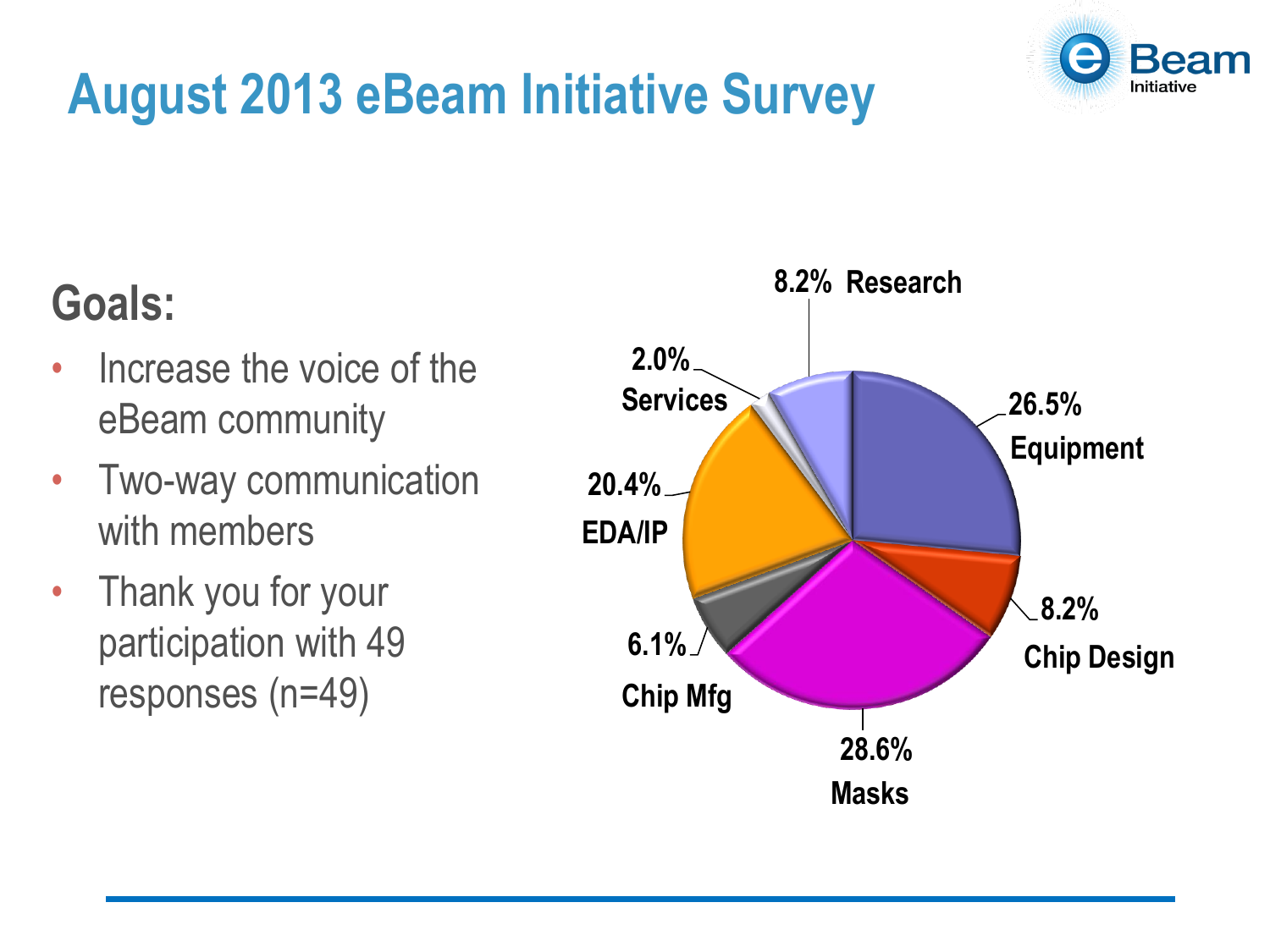# August 2013 eBeam Initiative Survey

## Goals:

- Increase the voice of the eBeam community
- Two-way communication with members
- Thank you for your participation with 49 responses (n=49)

8.2% Research

2.0% Services

26.5% Equipment

20.4% EDA/IP

8.2% Chip Design

6.1% Chip Mfg

28.6% Masks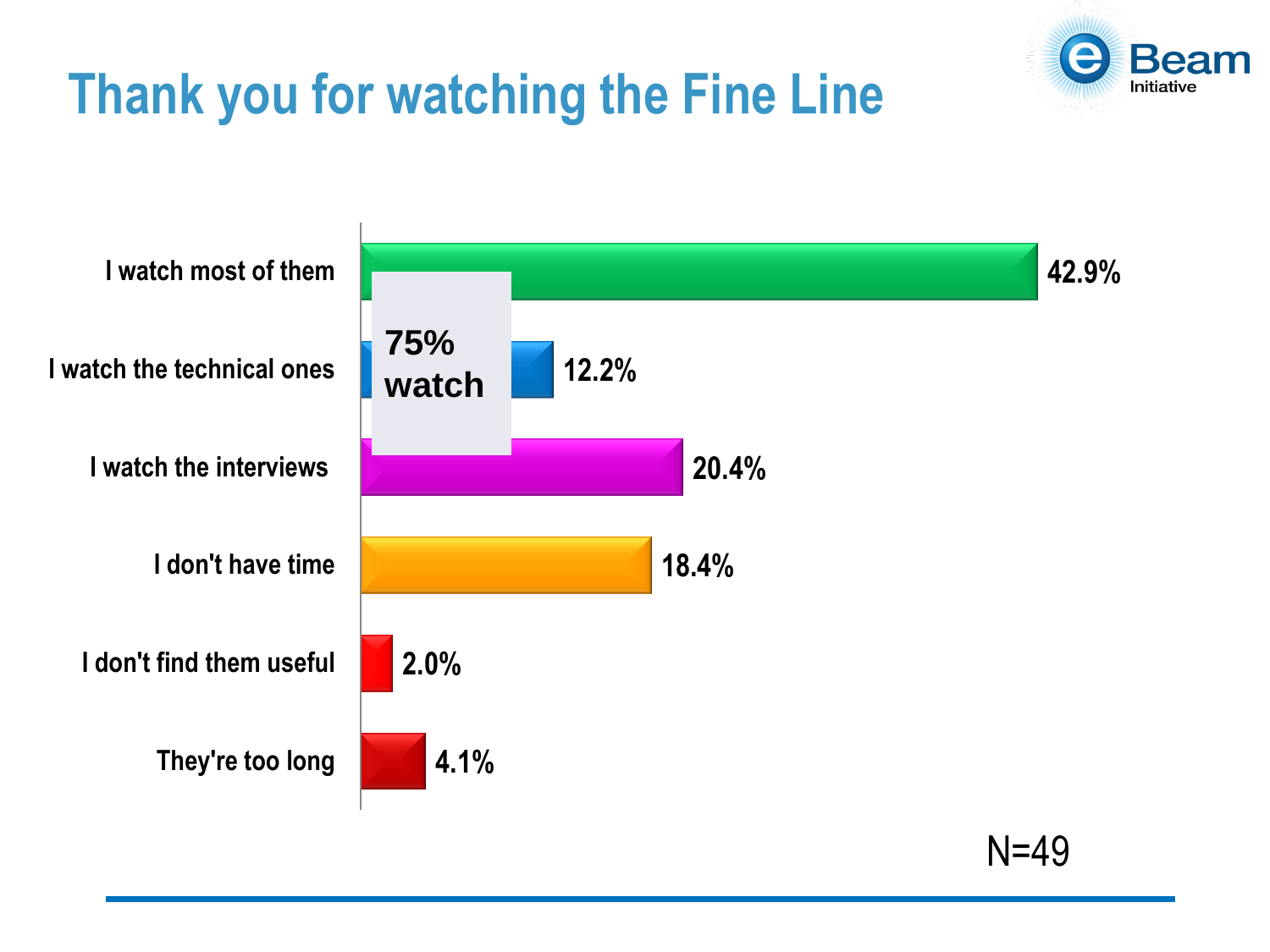# Thank you for watching the Fine Line

I watch most of them
42.9%

I watch the technical ones
12.2%

I watch the interviews
20.4%

I don't have time
18.4%

I don't find them useful
2.0%

They're too long
4.1%

75% watch

N=49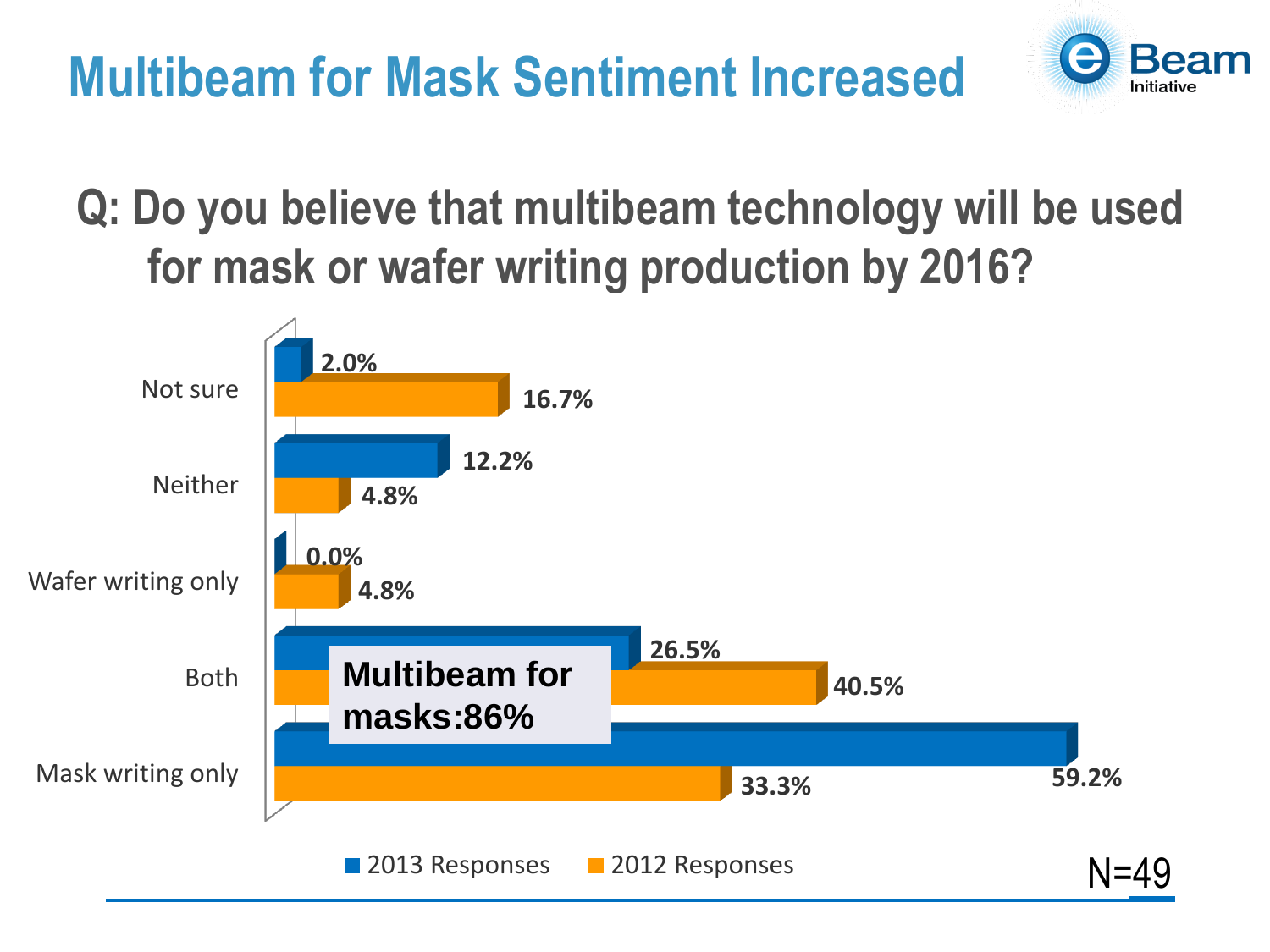# Multibeam for Mask Sentiment Increased

eBeam Initiative

## Q: Do you believe that multibeam technology will be used for mask or wafer writing production by 2016?

Not sure
2.0%
16.7%

Neither
12.2%
4.8%

Wafer writing only
0.0%
4.8%

Both
26.5%
40.5%

Mask writing only
59.2%
33.3%

Multibeam for masks:86%

2013 Responses
2012 Responses

N=49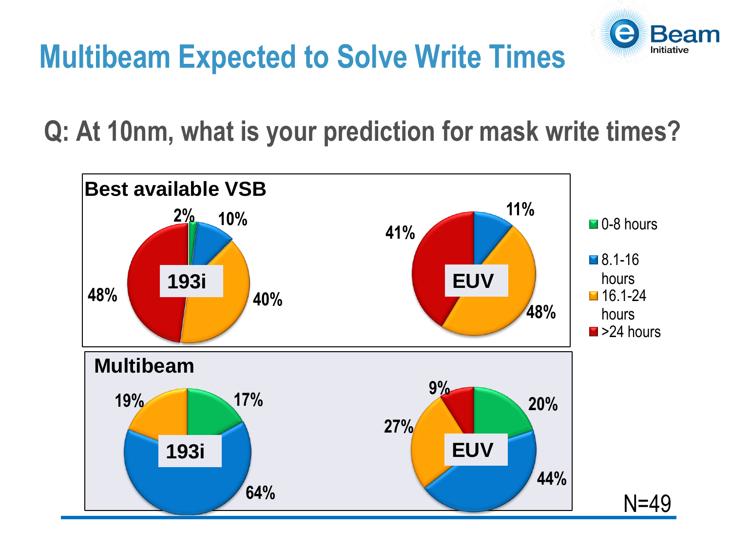# Multibeam Expected to Solve Write Times

eBeam Initiative

## Q: At 10nm, what is your prediction for mask write times?

**Best available VSB**

193i

2%

10%

40%

48%

EUV

11%

48%

41%

**Multibeam**

193i

17%

64%

19%

EUV

20%

44%

27%

9%

0-8 hours

8.1-16 hours

16.1-24 hours

>24 hours

N=49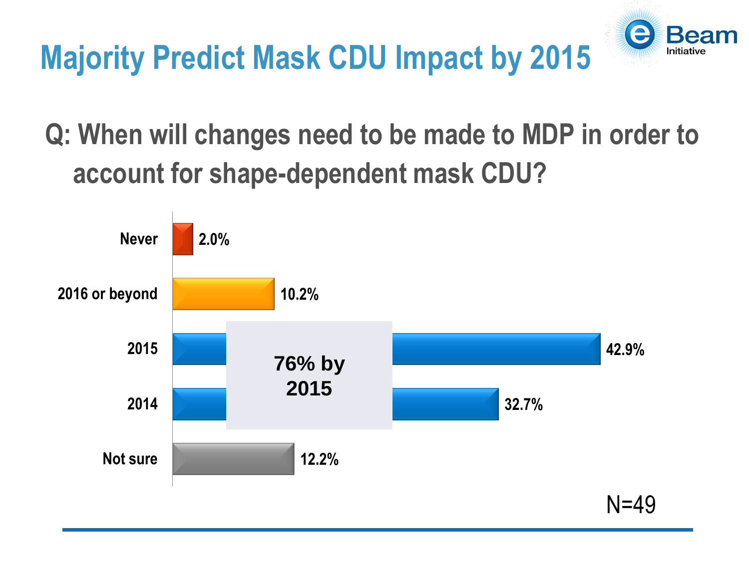# Majority Predict Mask CDU Impact by 2015

## Q: When will changes need to be made to MDP in order to account for shape-dependent mask CDU?

| Response | Percentage |
|---|---|
| Never | 2.0% |
| 2016 or beyond | 10.2% |
| 2015 | 42.9% |
| 2014 | 32.7% |
| Not sure | 12.2% |

**76% by 2015**

N=49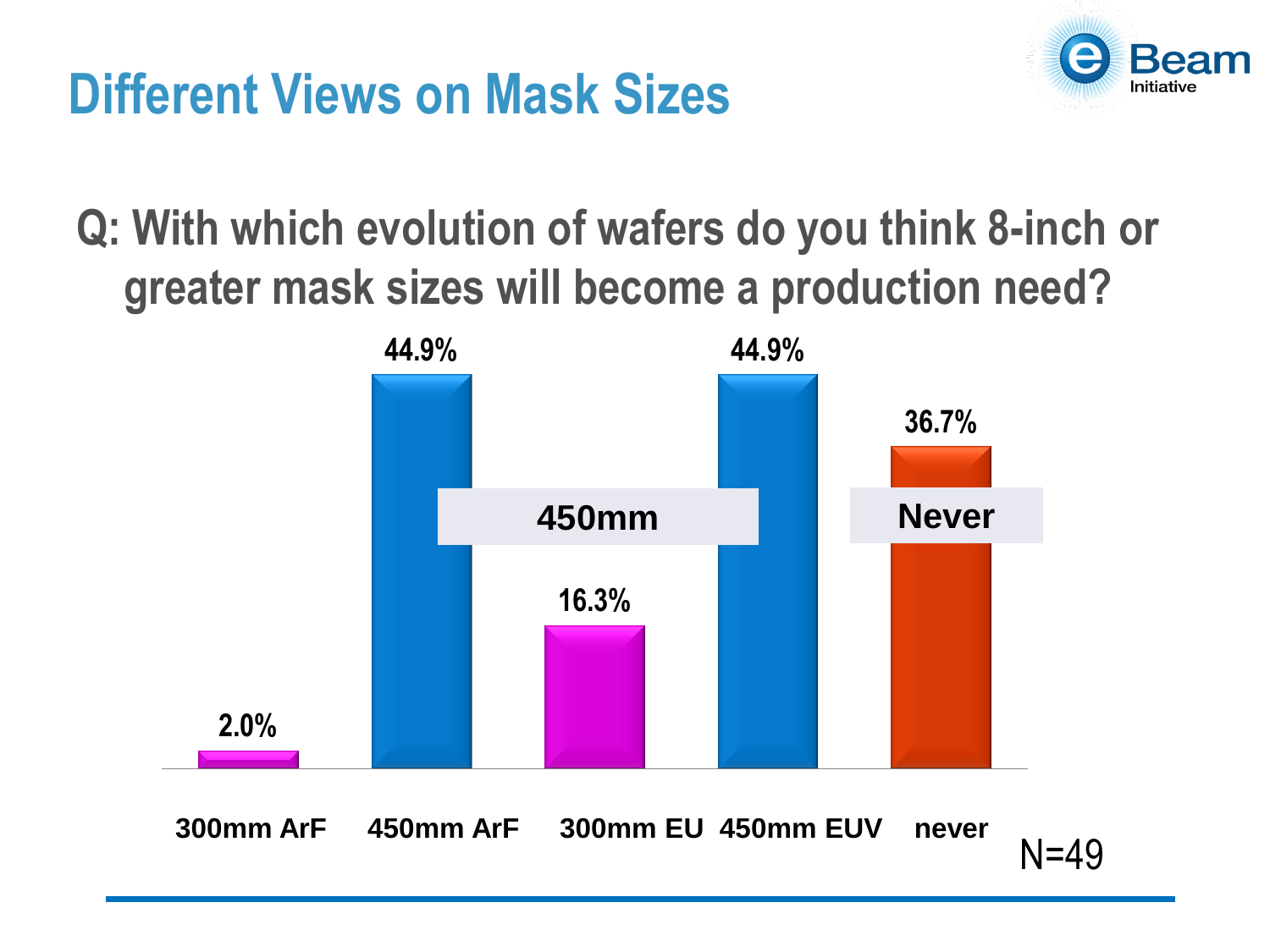# Different Views on Mask Sizes

## Q: With which evolution of wafers do you think 8-inch or greater mask sizes will become a production need?

| 300mm ArF | 450mm ArF | 300mm EU | 450mm EUV | never |
|---|---|---|---|---|
| 2.0% | 44.9% | 16.3% | 44.9% | 36.7% |

450mm

Never

N=49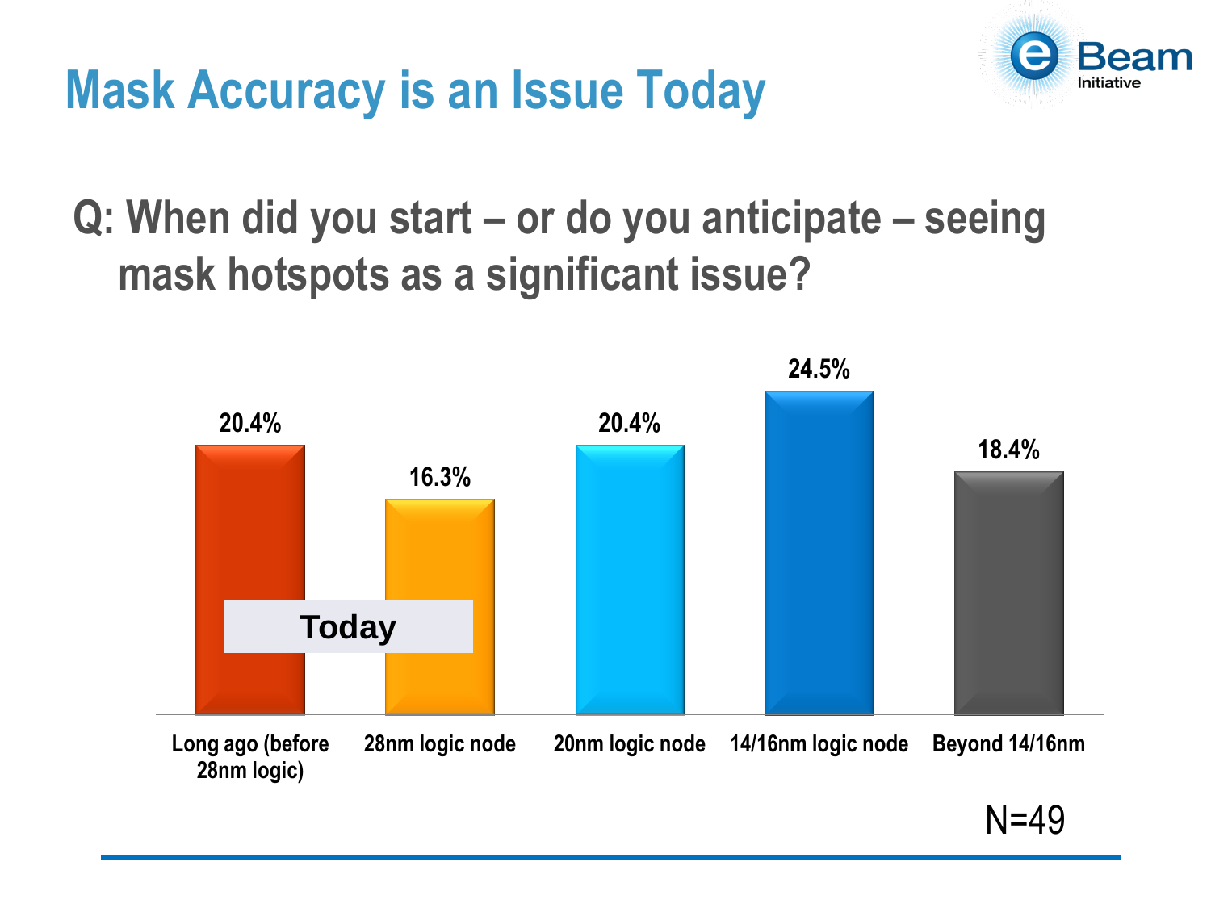# Mask Accuracy is an Issue Today

eBeam Initiative

## Q: When did you start – or do you anticipate – seeing mask hotspots as a significant issue?

20.4%

16.3%

20.4%

24.5%

18.4%

Today

Long ago (before 28nm logic)

28nm logic node

20nm logic node

14/16nm logic node

Beyond 14/16nm

N=49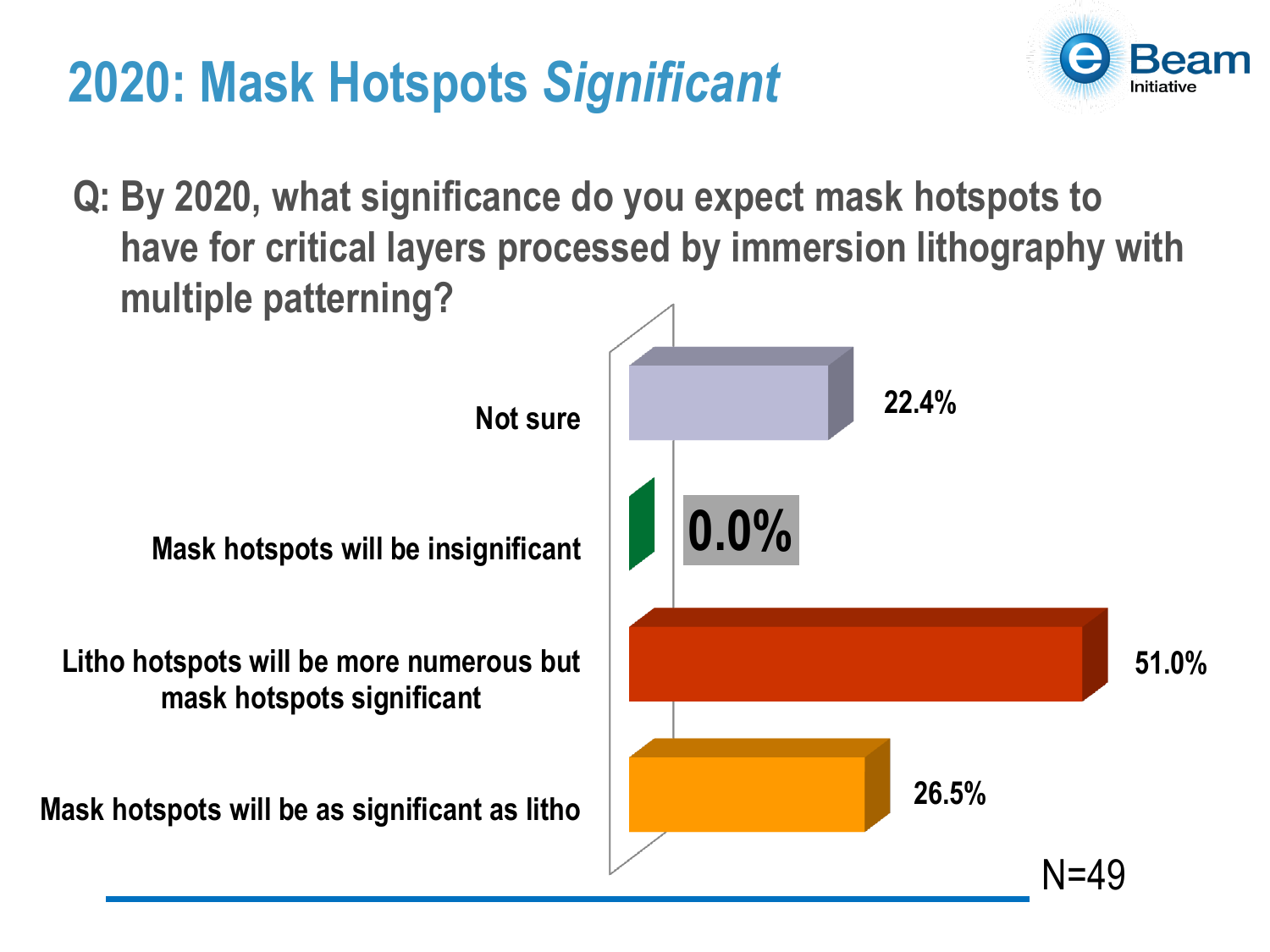# 2020: Mask Hotspots *Significant*

eBeam Initiative

**Q: By 2020, what significance do you expect mask hotspots to have for critical layers processed by immersion lithography with multiple patterning?**

Not sure

22.4%

Mask hotspots will be insignificant

0.0%

Litho hotspots will be more numerous but mask hotspots significant

51.0%

Mask hotspots will be as significant as litho

26.5%

N=49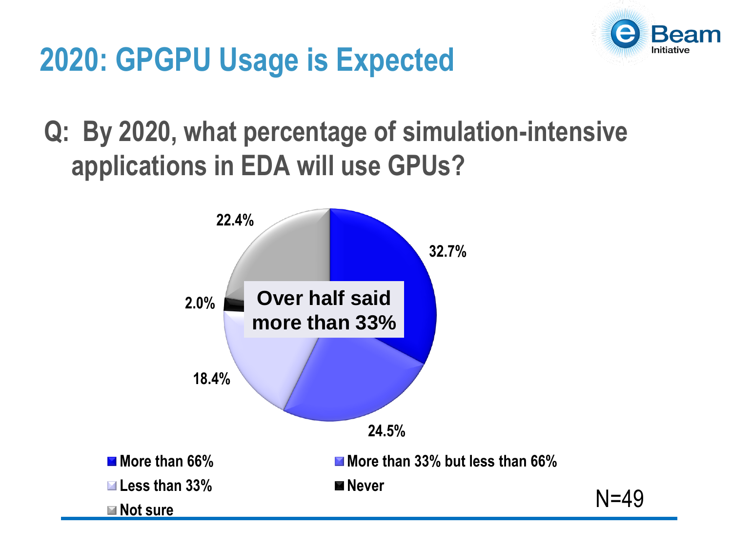# 2020: GPGPU Usage is Expected

## Q: By 2020, what percentage of simulation-intensive applications in EDA will use GPUs?

22.4%

32.7%

2.0%

Over half said more than 33%

18.4%

24.5%

- More than 66%
- More than 33% but less than 66%
- Less than 33%
- Never
- Not sure

N=49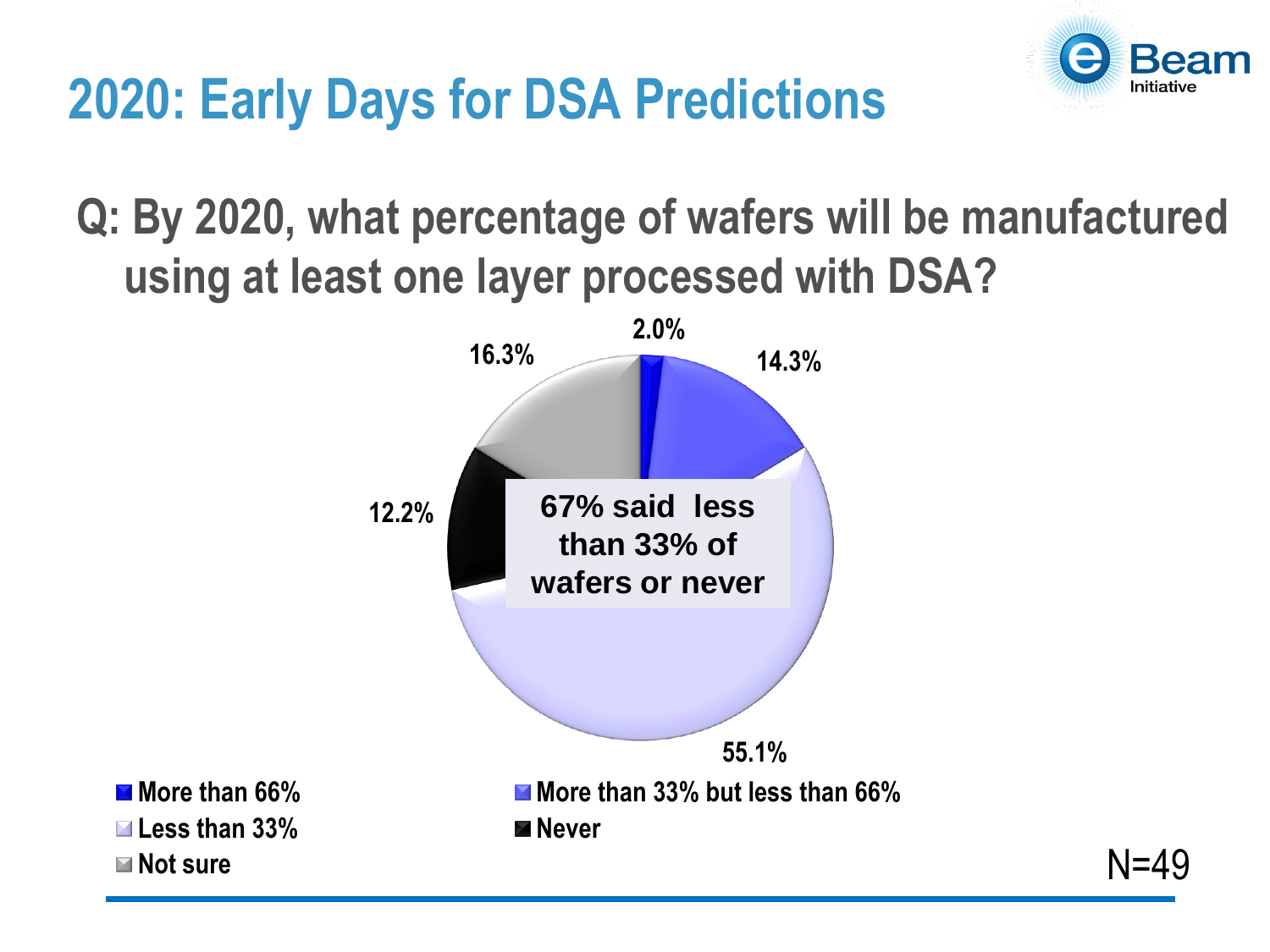# 2020: Early Days for DSA Predictions

eBeam Initiative

## Q: By 2020, what percentage of wafers will be manufactured using at least one layer processed with DSA?

2.0%

14.3%

55.1%

12.2%

16.3%

67% said less than 33% of wafers or never

More than 66%

More than 33% but less than 66%

Less than 33%

Never

Not sure

N=49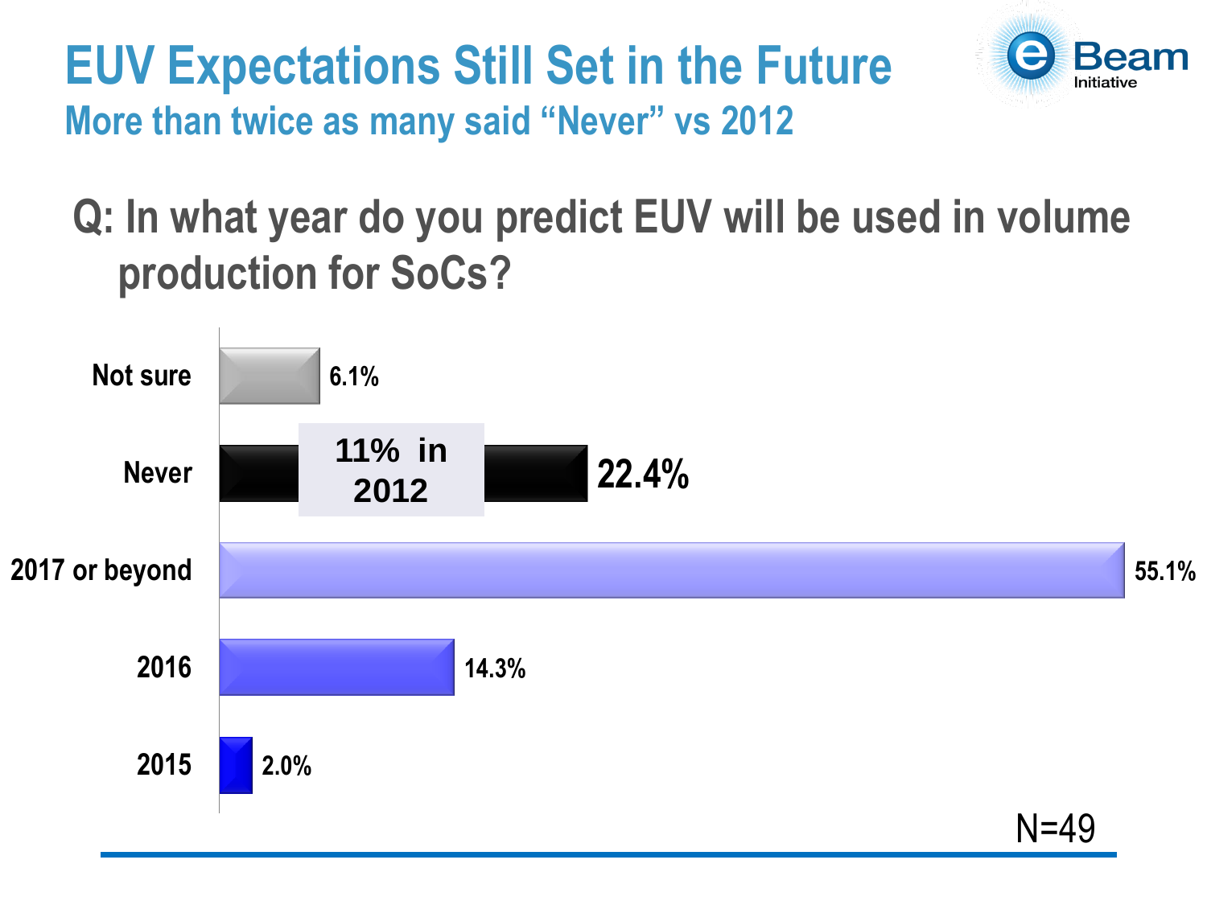# EUV Expectations Still Set in the Future

## More than twice as many said "Never" vs 2012

Q: In what year do you predict EUV will be used in volume production for SoCs?

Not sure 6.1%

Never 22.4%

11% in 2012

2017 or beyond 55.1%

2016 14.3%

2015 2.0%

N=49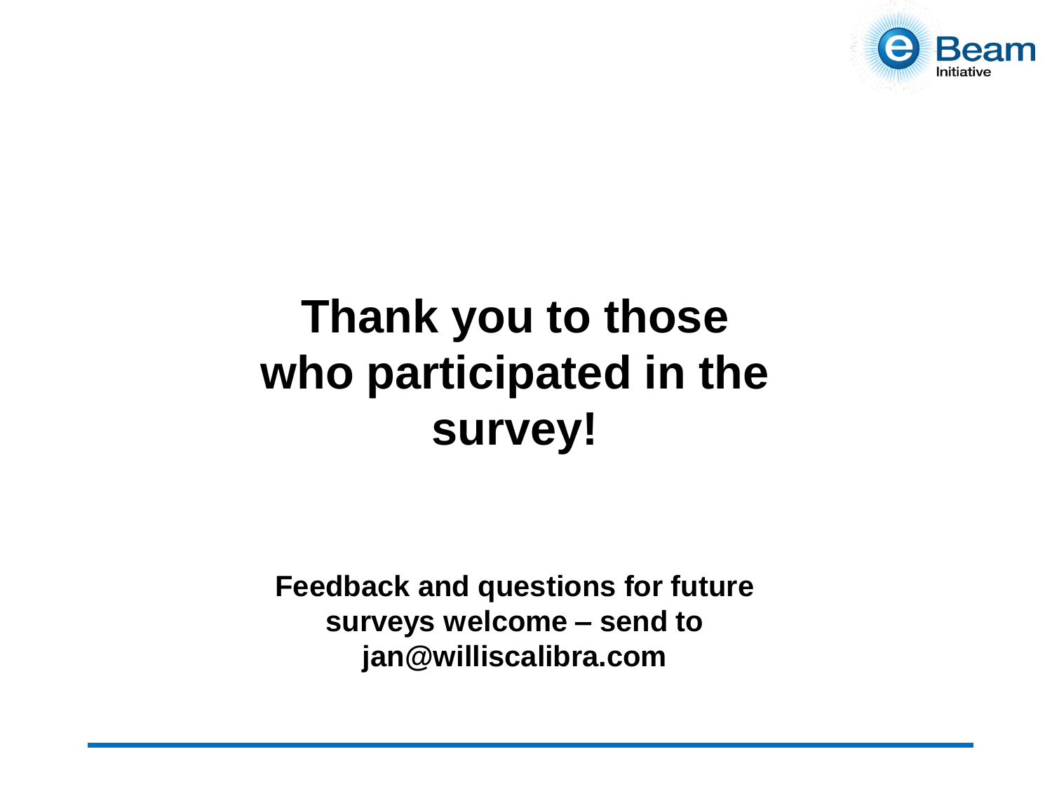# Thank you to those who participated in the survey!

**Feedback and questions for future surveys welcome – send to jan@williscalibra.com**